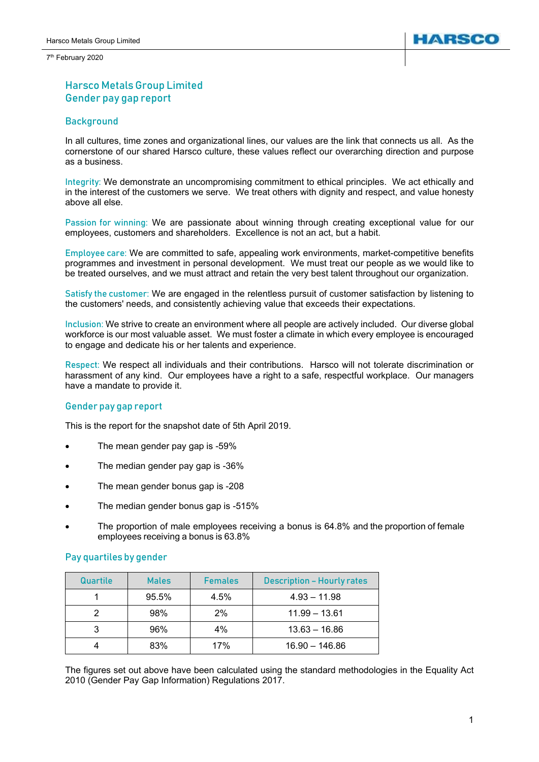# Harsco Metals Group Limited
# Gender pay gap report

## Background

In all cultures, time zones and organizational lines, our values are the link that connects us all. As the cornerstone of our shared Harsco culture, these values reflect our overarching direction and purpose as a business.

Integrity: We demonstrate an uncompromising commitment to ethical principles. We act ethically and in the interest of the customers we serve. We treat others with dignity and respect, and value honesty above all else.

Passion for winning: We are passionate about winning through creating exceptional value for our employees, customers and shareholders. Excellence is not an act, but a habit.

Employee care: We are committed to safe, appealing work environments, market-competitive benefits programmes and investment in personal development. We must treat our people as we would like to be treated ourselves, and we must attract and retain the very best talent throughout our organization.

Satisfy the customer: We are engaged in the relentless pursuit of customer satisfaction by listening to the customers' needs, and consistently achieving value that exceeds their expectations.

Inclusion: We strive to create an environment where all people are actively included. Our diverse global workforce is our most valuable asset. We must foster a climate in which every employee is encouraged to engage and dedicate his or her talents and experience.

Respect: We respect all individuals and their contributions. Harsco will not tolerate discrimination or harassment of any kind. Our employees have a right to a safe, respectful workplace. Our managers have a mandate to provide it.

## Gender pay gap report

This is the report for the snapshot date of 5th April 2019.

- The mean gender pay gap is -59%
- The median gender pay gap is -36%
- The mean gender bonus gap is -208
- The median gender bonus gap is -515%
- The proportion of male employees receiving a bonus is 64.8% and the proportion of female employees receiving a bonus is 63.8%

## Pay quartiles by gender

| Quartile | Males | Females | Description – Hourly rates |
|---|---|---|---|
| 1 | 95.5% | 4.5% | 4.93 – 11.98 |
| 2 | 98% | 2% | 11.99 – 13.61 |
| 3 | 96% | 4% | 13.63 – 16.86 |
| 4 | 83% | 17% | 16.90 – 146.86 |

The figures set out above have been calculated using the standard methodologies in the Equality Act 2010 (Gender Pay Gap Information) Regulations 2017.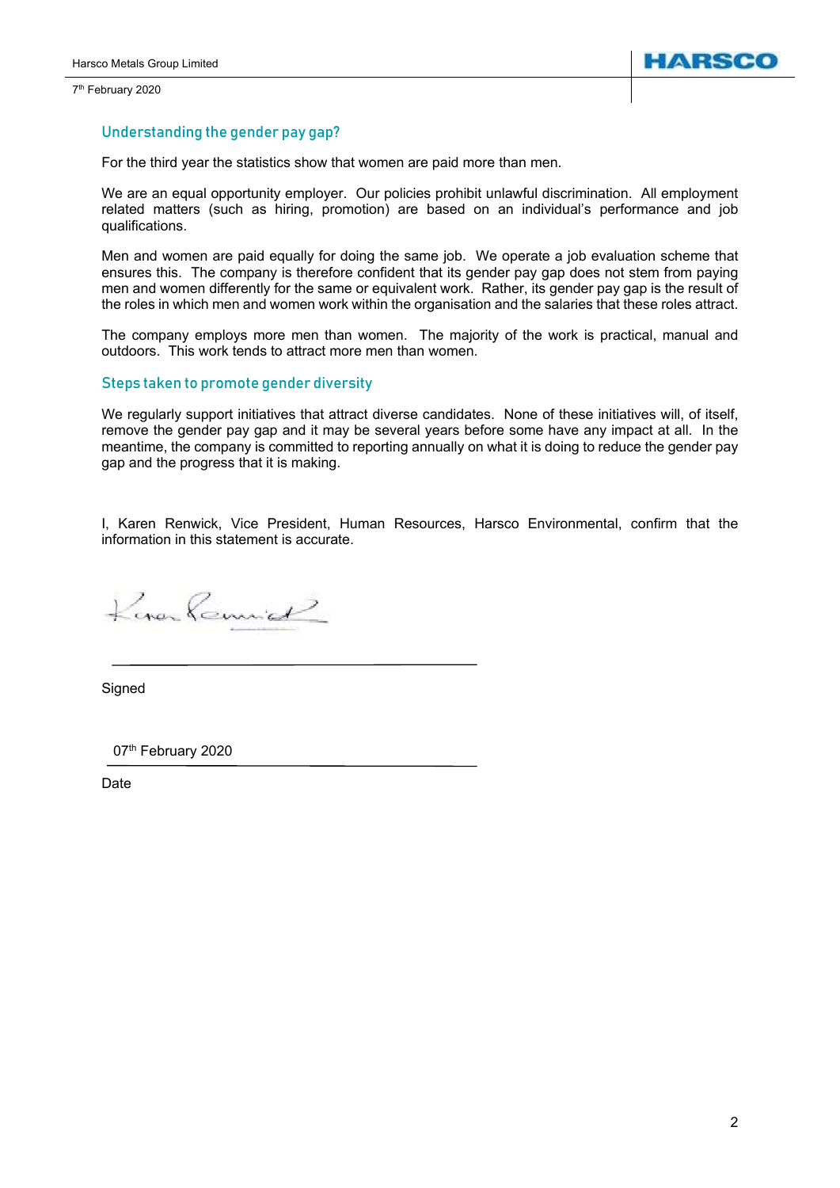## Understanding the gender pay gap?

For the third year the statistics show that women are paid more than men.

We are an equal opportunity employer. Our policies prohibit unlawful discrimination. All employment related matters (such as hiring, promotion) are based on an individual's performance and job qualifications.

Men and women are paid equally for doing the same job. We operate a job evaluation scheme that ensures this. The company is therefore confident that its gender pay gap does not stem from paying men and women differently for the same or equivalent work. Rather, its gender pay gap is the result of the roles in which men and women work within the organisation and the salaries that these roles attract.

The company employs more men than women. The majority of the work is practical, manual and outdoors. This work tends to attract more men than women.

## Steps taken to promote gender diversity

We regularly support initiatives that attract diverse candidates. None of these initiatives will, of itself, remove the gender pay gap and it may be several years before some have any impact at all. In the meantime, the company is committed to reporting annually on what it is doing to reduce the gender pay gap and the progress that it is making.

I, Karen Renwick, Vice President, Human Resources, Harsco Environmental, confirm that the information in this statement is accurate.

Signed

07th February 2020

Date